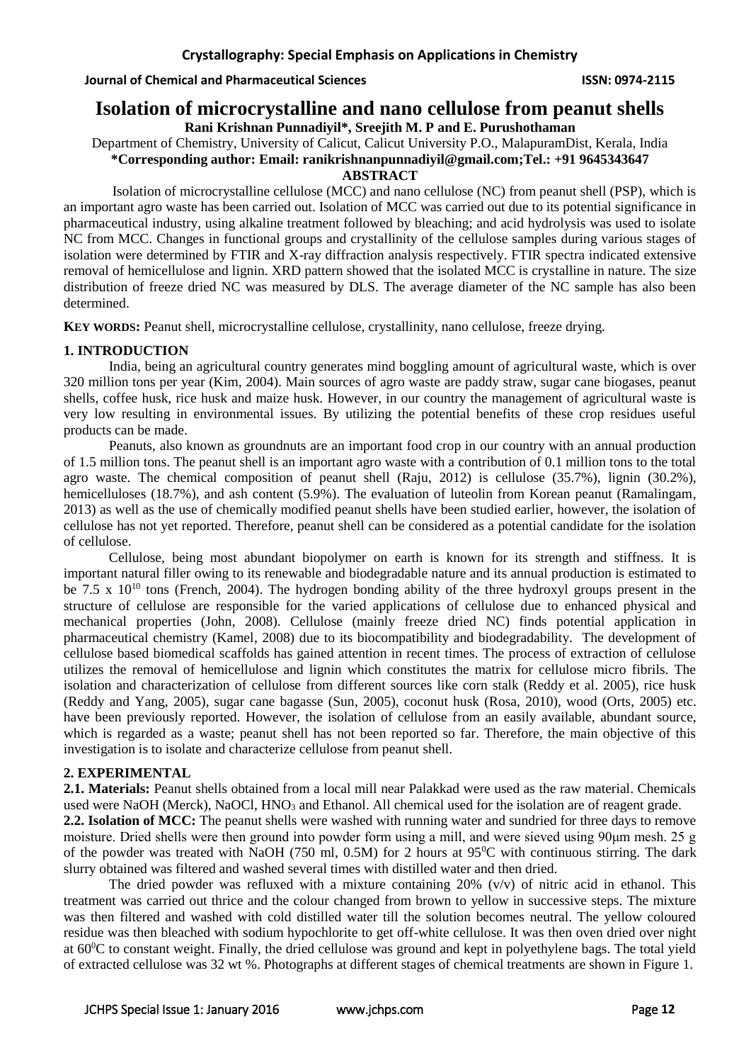# Isolation of microcrystalline and nano cellulose from peanut shells

**Rani Krishnan Punnadiyil*, Sreejith M. P and E. Purushothaman**

Department of Chemistry, University of Calicut, Calicut University P.O., MalapuramDist, Kerala, India

**\*Corresponding author: Email: ranikrishnanpunnadiyil@gmail.com;Tel.: +91 9645343647**

**ABSTRACT**

Isolation of microcrystalline cellulose (MCC) and nano cellulose (NC) from peanut shell (PSP), which is an important agro waste has been carried out. Isolation of MCC was carried out due to its potential significance in pharmaceutical industry, using alkaline treatment followed by bleaching; and acid hydrolysis was used to isolate NC from MCC. Changes in functional groups and crystallinity of the cellulose samples during various stages of isolation were determined by FTIR and X-ray diffraction analysis respectively. FTIR spectra indicated extensive removal of hemicellulose and lignin. XRD pattern showed that the isolated MCC is crystalline in nature. The size distribution of freeze dried NC was measured by DLS. The average diameter of the NC sample has also been determined.

**KEY WORDS:** Peanut shell, microcrystalline cellulose, crystallinity, nano cellulose, freeze drying.

## 1. INTRODUCTION

India, being an agricultural country generates mind boggling amount of agricultural waste, which is over 320 million tons per year (Kim, 2004). Main sources of agro waste are paddy straw, sugar cane biogases, peanut shells, coffee husk, rice husk and maize husk. However, in our country the management of agricultural waste is very low resulting in environmental issues. By utilizing the potential benefits of these crop residues useful products can be made.

Peanuts, also known as groundnuts are an important food crop in our country with an annual production of 1.5 million tons. The peanut shell is an important agro waste with a contribution of 0.1 million tons to the total agro waste. The chemical composition of peanut shell (Raju, 2012) is cellulose (35.7%), lignin (30.2%), hemicelluloses (18.7%), and ash content (5.9%). The evaluation of luteolin from Korean peanut (Ramalingam, 2013) as well as the use of chemically modified peanut shells have been studied earlier, however, the isolation of cellulose has not yet reported. Therefore, peanut shell can be considered as a potential candidate for the isolation of cellulose.

Cellulose, being most abundant biopolymer on earth is known for its strength and stiffness. It is important natural filler owing to its renewable and biodegradable nature and its annual production is estimated to be $7.5 \times 10^{10}$ tons (French, 2004). The hydrogen bonding ability of the three hydroxyl groups present in the structure of cellulose are responsible for the varied applications of cellulose due to enhanced physical and mechanical properties (John, 2008). Cellulose (mainly freeze dried NC) finds potential application in pharmaceutical chemistry (Kamel, 2008) due to its biocompatibility and biodegradability. The development of cellulose based biomedical scaffolds has gained attention in recent times. The process of extraction of cellulose utilizes the removal of hemicellulose and lignin which constitutes the matrix for cellulose micro fibrils. The isolation and characterization of cellulose from different sources like corn stalk (Reddy et al. 2005), rice husk (Reddy and Yang, 2005), sugar cane bagasse (Sun, 2005), coconut husk (Rosa, 2010), wood (Orts, 2005) etc. have been previously reported. However, the isolation of cellulose from an easily available, abundant source, which is regarded as a waste; peanut shell has not been reported so far. Therefore, the main objective of this investigation is to isolate and characterize cellulose from peanut shell.

## 2. EXPERIMENTAL

**2.1. Materials:** Peanut shells obtained from a local mill near Palakkad were used as the raw material. Chemicals used were NaOH (Merck), NaOCl, $HNO_3$ and Ethanol. All chemical used for the isolation are of reagent grade.

**2.2. Isolation of MCC:** The peanut shells were washed with running water and sundried for three days to remove moisture. Dried shells were then ground into powder form using a mill, and were sieved using 90μm mesh. 25 g of the powder was treated with NaOH (750 ml, 0.5M) for 2 hours at $95^0$C with continuous stirring. The dark slurry obtained was filtered and washed several times with distilled water and then dried.

The dried powder was refluxed with a mixture containing 20% (v/v) of nitric acid in ethanol. This treatment was carried out thrice and the colour changed from brown to yellow in successive steps. The mixture was then filtered and washed with cold distilled water till the solution becomes neutral. The yellow coloured residue was then bleached with sodium hypochlorite to get off-white cellulose. It was then oven dried over night at $60^0$C to constant weight. Finally, the dried cellulose was ground and kept in polyethylene bags. The total yield of extracted cellulose was 32 wt %. Photographs at different stages of chemical treatments are shown in Figure 1.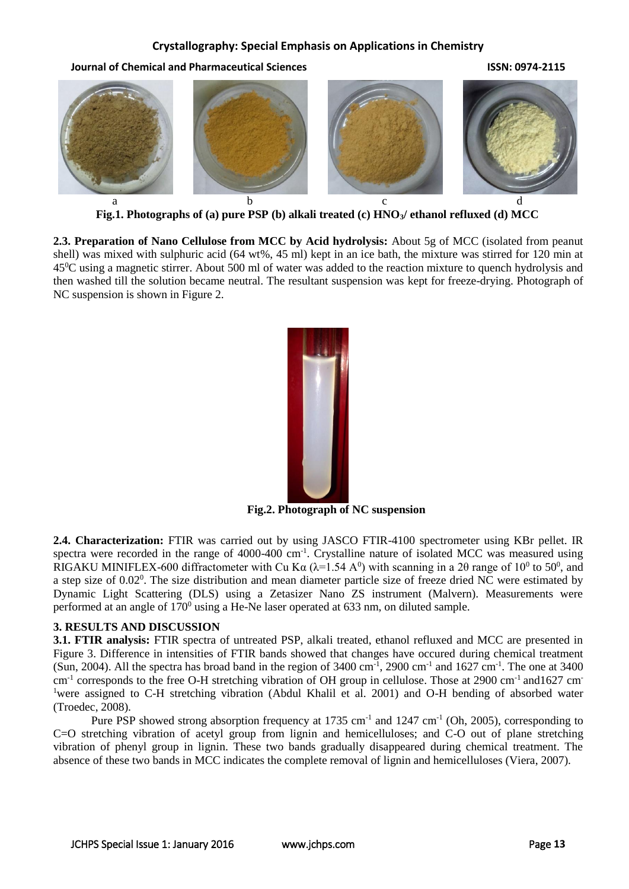a b c d

**Fig.1. Photographs of (a) pure PSP (b) alkali treated (c) $HNO_3$/ ethanol refluxed (d) MCC**

**2.3. Preparation of Nano Cellulose from MCC by Acid hydrolysis:** About 5g of MCC (isolated from peanut shell) was mixed with sulphuric acid (64 wt%, 45 ml) kept in an ice bath, the mixture was stirred for 120 min at 45$^0$C using a magnetic stirrer. About 500 ml of water was added to the reaction mixture to quench hydrolysis and then washed till the solution became neutral. The resultant suspension was kept for freeze-drying. Photograph of NC suspension is shown in Figure 2.

**Fig.2. Photograph of NC suspension**

**2.4. Characterization:** FTIR was carried out by using JASCO FTIR-4100 spectrometer using KBr pellet. IR spectra were recorded in the range of 4000-400 cm$^{-1}$. Crystalline nature of isolated MCC was measured using RIGAKU MINIFLEX-600 diffractometer with Cu Kα (λ=1.54 A$^0$) with scanning in a 2θ range of 10$^0$ to 50$^0$, and a step size of 0.02$^0$. The size distribution and mean diameter particle size of freeze dried NC were estimated by Dynamic Light Scattering (DLS) using a Zetasizer Nano ZS instrument (Malvern). Measurements were performed at an angle of 170$^0$ using a He-Ne laser operated at 633 nm, on diluted sample.

## 3. RESULTS AND DISCUSSION

**3.1. FTIR analysis:** FTIR spectra of untreated PSP, alkali treated, ethanol refluxed and MCC are presented in Figure 3. Difference in intensities of FTIR bands showed that changes have occured during chemical treatment (Sun, 2004). All the spectra has broad band in the region of 3400 cm$^{-1}$, 2900 cm$^{-1}$ and 1627 cm$^{-1}$. The one at 3400 cm$^{-1}$ corresponds to the free O-H stretching vibration of OH group in cellulose. Those at 2900 cm$^{-1}$ and1627 cm$^{-1}$were assigned to C-H stretching vibration (Abdul Khalil et al. 2001) and O-H bending of absorbed water (Troedec, 2008).

Pure PSP showed strong absorption frequency at 1735 cm$^{-1}$ and 1247 cm$^{-1}$ (Oh, 2005), corresponding to C=O stretching vibration of acetyl group from lignin and hemicelluloses; and C-O out of plane stretching vibration of phenyl group in lignin. These two bands gradually disappeared during chemical treatment. The absence of these two bands in MCC indicates the complete removal of lignin and hemicelluloses (Viera, 2007).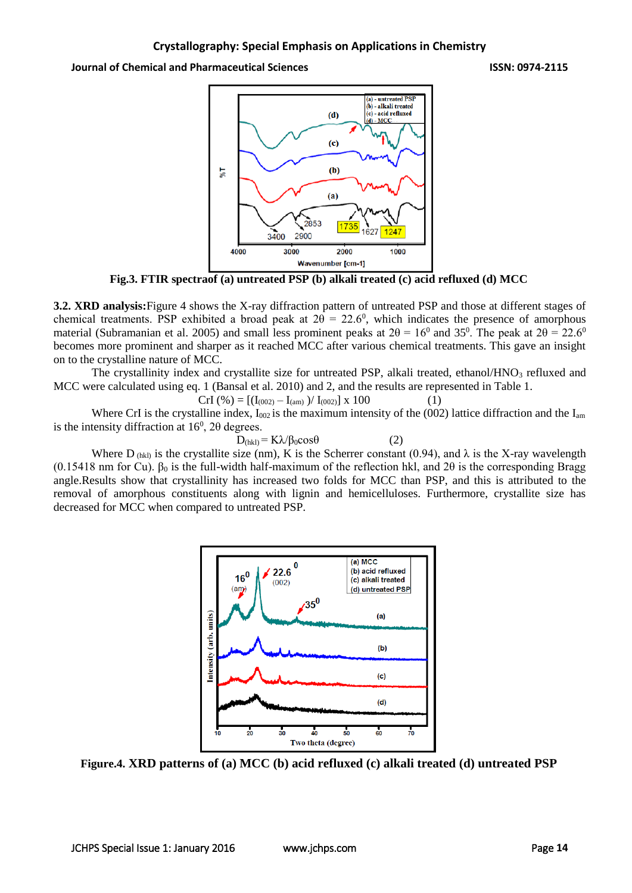Fig.3. FTIR spectraof (a) untreated PSP (b) alkali treated (c) acid refluxed (d) MCC

**3.2. XRD analysis:** Figure 4 shows the X-ray diffraction pattern of untreated PSP and those at different stages of chemical treatments. PSP exhibited a broad peak at $2\theta = 22.6^0$, which indicates the presence of amorphous material (Subramanian et al. 2005) and small less prominent peaks at $2\theta = 16^0$ and $35^0$. The peak at $2\theta = 22.6^0$ becomes more prominent and sharper as it reached MCC after various chemical treatments. This gave an insight on to the crystalline nature of MCC.

The crystallinity index and crystallite size for untreated PSP, alkali treated, ethanol/$HNO_3$ refluxed and MCC were calculated using eq. 1 (Bansal et al. 2010) and 2, and the results are represented in Table 1.

$$CrI\ (\%) = [(I_{(002)} - I_{(am)})/\ I_{(002)}] \times 100 \qquad (1)$$

Where CrI is the crystalline index, $I_{002}$ is the maximum intensity of the (002) lattice diffraction and the $I_{am}$ is the intensity diffraction at $16^0$, $2\theta$ degrees.

$$D_{(hkl)} = K\lambda/\beta_0\cos\theta \qquad (2)$$

Where $D_{(hkl)}$ is the crystallite size (nm), K is the Scherrer constant (0.94), and $\lambda$ is the X-ray wavelength (0.15418 nm for Cu). $\beta_0$ is the full-width half-maximum of the reflection hkl, and $2\theta$ is the corresponding Bragg angle.Results show that crystallinity has increased two folds for MCC than PSP, and this is attributed to the removal of amorphous constituents along with lignin and hemicelluloses. Furthermore, crystallite size has decreased for MCC when compared to untreated PSP.

Figure.4. XRD patterns of (a) MCC (b) acid refluxed (c) alkali treated (d) untreated PSP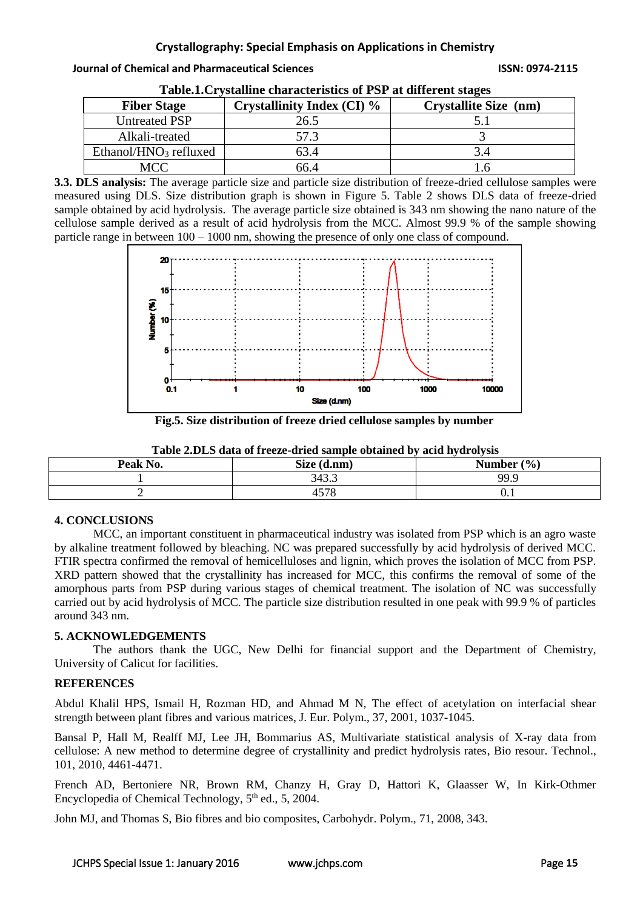**Table.1.Crystalline characteristics of PSP at different stages**

| Fiber Stage | Crystallinity Index (CI) % | Crystallite Size (nm) |
|---|---|---|
| Untreated PSP | 26.5 | 5.1 |
| Alkali-treated | 57.3 | 3 |
| Ethanol/$HNO_3$ refluxed | 63.4 | 3.4 |
| MCC | 66.4 | 1.6 |

**3.3. DLS analysis:** The average particle size and particle size distribution of freeze-dried cellulose samples were measured using DLS. Size distribution graph is shown in Figure 5. Table 2 shows DLS data of freeze-dried sample obtained by acid hydrolysis. The average particle size obtained is 343 nm showing the nano nature of the cellulose sample derived as a result of acid hydrolysis from the MCC. Almost 99.9 % of the sample showing particle range in between 100 – 1000 nm, showing the presence of only one class of compound.

**Fig.5. Size distribution of freeze dried cellulose samples by number**

**Table 2.DLS data of freeze-dried sample obtained by acid hydrolysis**

| Peak No. | Size (d.nm) | Number (%) |
|---|---|---|
| 1 | 343.3 | 99.9 |
| 2 | 4578 | 0.1 |

### 4. CONCLUSIONS

MCC, an important constituent in pharmaceutical industry was isolated from PSP which is an agro waste by alkaline treatment followed by bleaching. NC was prepared successfully by acid hydrolysis of derived MCC. FTIR spectra confirmed the removal of hemicelluloses and lignin, which proves the isolation of MCC from PSP. XRD pattern showed that the crystallinity has increased for MCC, this confirms the removal of some of the amorphous parts from PSP during various stages of chemical treatment. The isolation of NC was successfully carried out by acid hydrolysis of MCC. The particle size distribution resulted in one peak with 99.9 % of particles around 343 nm.

### 5. ACKNOWLEDGEMENTS

The authors thank the UGC, New Delhi for financial support and the Department of Chemistry, University of Calicut for facilities.

### REFERENCES

Abdul Khalil HPS, Ismail H, Rozman HD, and Ahmad M N, The effect of acetylation on interfacial shear strength between plant fibres and various matrices, J. Eur. Polym., 37, 2001, 1037-1045.

Bansal P, Hall M, Realff MJ, Lee JH, Bommarius AS, Multivariate statistical analysis of X-ray data from cellulose: A new method to determine degree of crystallinity and predict hydrolysis rates, Bio resour. Technol., 101, 2010, 4461-4471.

French AD, Bertoniere NR, Brown RM, Chanzy H, Gray D, Hattori K, Glaasser W, In Kirk-Othmer Encyclopedia of Chemical Technology, 5th ed., 5, 2004.

John MJ, and Thomas S, Bio fibres and bio composites, Carbohydr. Polym., 71, 2008, 343.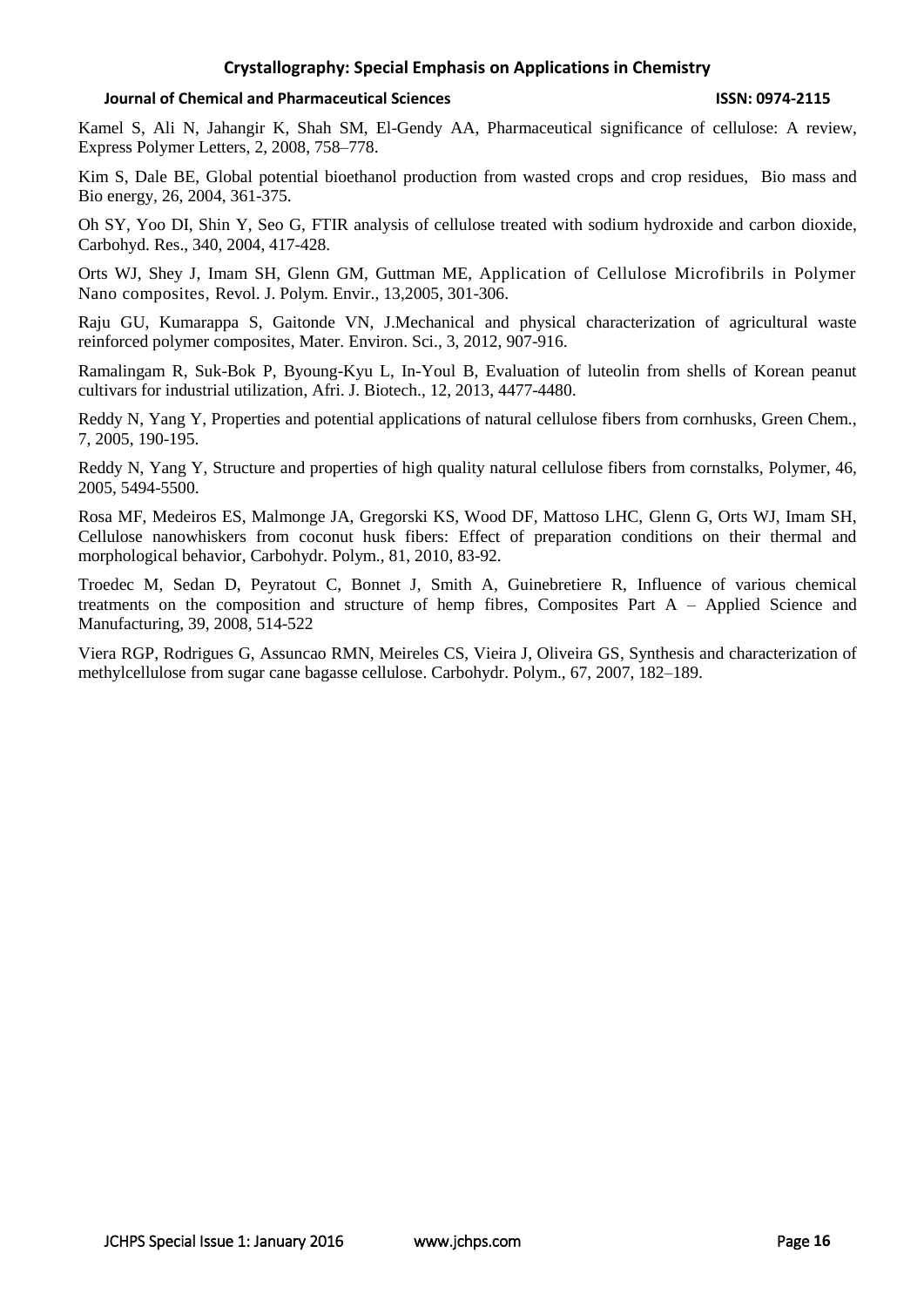Kamel S, Ali N, Jahangir K, Shah SM, El-Gendy AA, Pharmaceutical significance of cellulose: A review, Express Polymer Letters, 2, 2008, 758–778.

Kim S, Dale BE, Global potential bioethanol production from wasted crops and crop residues, Bio mass and Bio energy, 26, 2004, 361-375.

Oh SY, Yoo DI, Shin Y, Seo G, FTIR analysis of cellulose treated with sodium hydroxide and carbon dioxide, Carbohyd. Res., 340, 2004, 417-428.

Orts WJ, Shey J, Imam SH, Glenn GM, Guttman ME, Application of Cellulose Microfibrils in Polymer Nano composites, Revol. J. Polym. Envir., 13,2005, 301-306.

Raju GU, Kumarappa S, Gaitonde VN, J.Mechanical and physical characterization of agricultural waste reinforced polymer composites, Mater. Environ. Sci., 3, 2012, 907-916.

Ramalingam R, Suk-Bok P, Byoung-Kyu L, In-Youl B, Evaluation of luteolin from shells of Korean peanut cultivars for industrial utilization, Afri. J. Biotech., 12, 2013, 4477-4480.

Reddy N, Yang Y, Properties and potential applications of natural cellulose fibers from cornhusks, Green Chem., 7, 2005, 190-195.

Reddy N, Yang Y, Structure and properties of high quality natural cellulose fibers from cornstalks, Polymer, 46, 2005, 5494-5500.

Rosa MF, Medeiros ES, Malmonge JA, Gregorski KS, Wood DF, Mattoso LHC, Glenn G, Orts WJ, Imam SH, Cellulose nanowhiskers from coconut husk fibers: Effect of preparation conditions on their thermal and morphological behavior, Carbohydr. Polym., 81, 2010, 83-92.

Troedec M, Sedan D, Peyratout C, Bonnet J, Smith A, Guinebretiere R, Influence of various chemical treatments on the composition and structure of hemp fibres, Composites Part A – Applied Science and Manufacturing, 39, 2008, 514-522

Viera RGP, Rodrigues G, Assuncao RMN, Meireles CS, Vieira J, Oliveira GS, Synthesis and characterization of methylcellulose from sugar cane bagasse cellulose. Carbohydr. Polym., 67, 2007, 182–189.